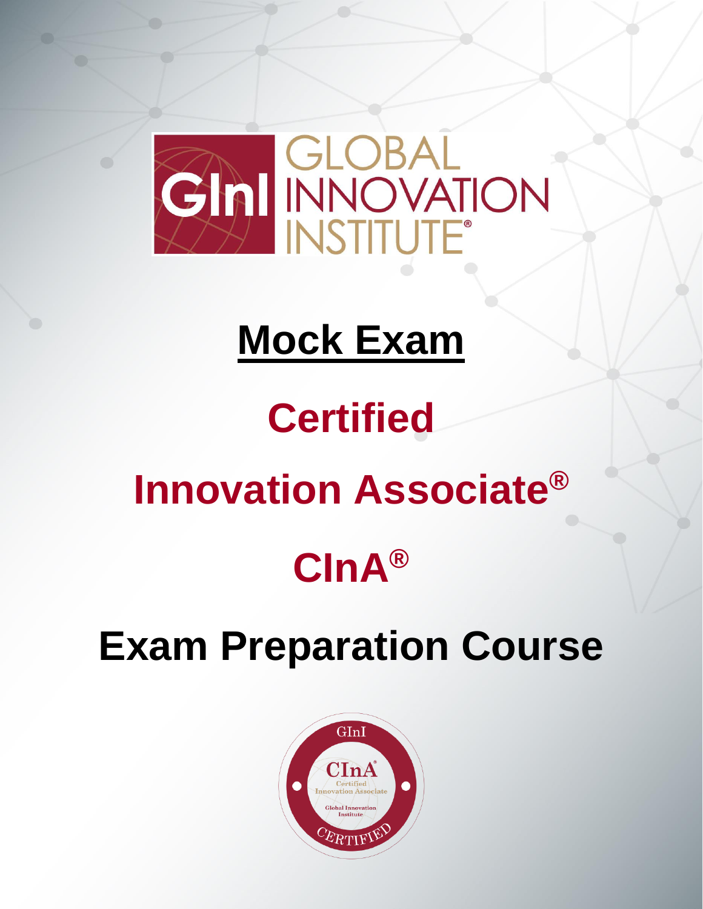# Mock Exam

## Certified

## Innovation Associate®

## CInA®

# Exam Preparation Course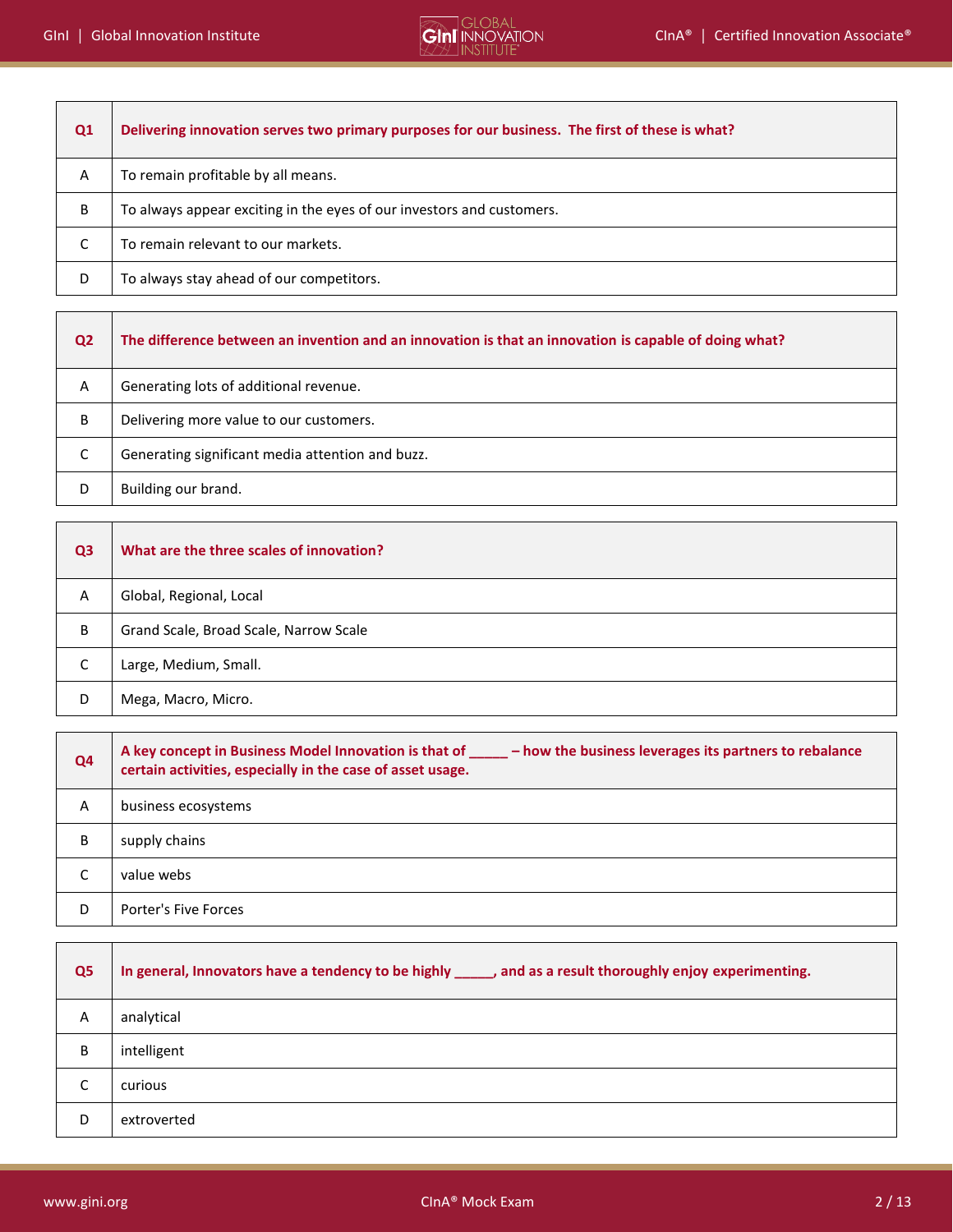| Q1 | Delivering innovation serves two primary purposes for our business.  The first of these is what? |
|---|---|
| A | To remain profitable by all means. |
| B | To always appear exciting in the eyes of our investors and customers. |
| C | To remain relevant to our markets. |
| D | To always stay ahead of our competitors. |

| Q2 | The difference between an invention and an innovation is that an innovation is capable of doing what? |
|---|---|
| A | Generating lots of additional revenue. |
| B | Delivering more value to our customers. |
| C | Generating significant media attention and buzz. |
| D | Building our brand. |

| Q3 | What are the three scales of innovation? |
|---|---|
| A | Global, Regional, Local |
| B | Grand Scale, Broad Scale, Narrow Scale |
| C | Large, Medium, Small. |
| D | Mega, Macro, Micro. |

| Q4 | A key concept in Business Model Innovation is that of _____ – how the business leverages its partners to rebalance certain activities, especially in the case of asset usage. |
|---|---|
| A | business ecosystems |
| B | supply chains |
| C | value webs |
| D | Porter's Five Forces |

| Q5 | In general, Innovators have a tendency to be highly _____, and as a result thoroughly enjoy experimenting. |
|---|---|
| A | analytical |
| B | intelligent |
| C | curious |
| D | extroverted |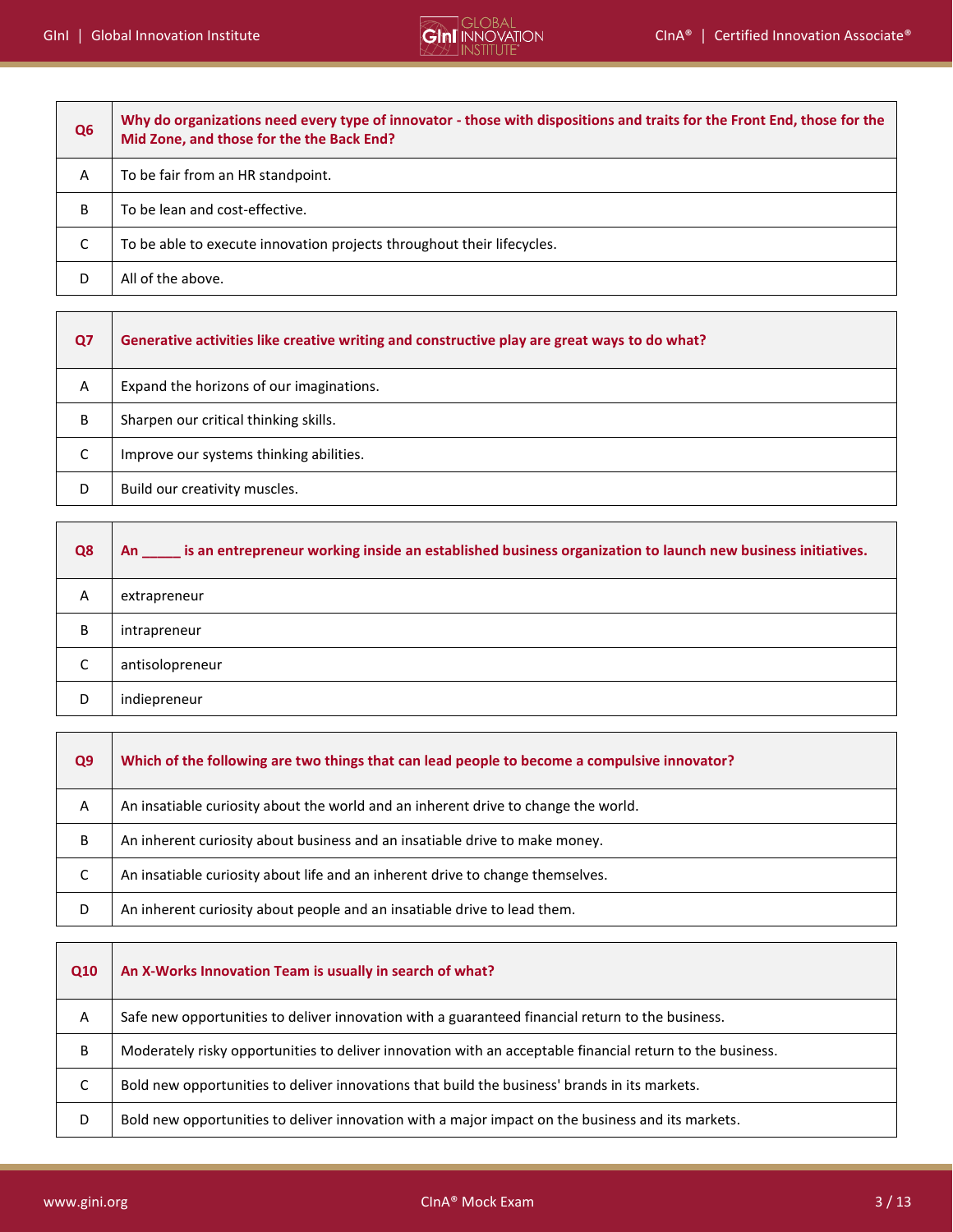| Q6 | Why do organizations need every type of innovator - those with dispositions and traits for the Front End, those for the Mid Zone, and those for the the Back End? |
|---|---|
| A | To be fair from an HR standpoint. |
| B | To be lean and cost-effective. |
| C | To be able to execute innovation projects throughout their lifecycles. |
| D | All of the above. |

| Q7 | Generative activities like creative writing and constructive play are great ways to do what? |
|---|---|
| A | Expand the horizons of our imaginations. |
| B | Sharpen our critical thinking skills. |
| C | Improve our systems thinking abilities. |
| D | Build our creativity muscles. |

| Q8 | An _____ is an entrepreneur working inside an established business organization to launch new business initiatives. |
|---|---|
| A | extrapreneur |
| B | intrapreneur |
| C | antisolopreneur |
| D | indiepreneur |

| Q9 | Which of the following are two things that can lead people to become a compulsive innovator? |
|---|---|
| A | An insatiable curiosity about the world and an inherent drive to change the world. |
| B | An inherent curiosity about business and an insatiable drive to make money. |
| C | An insatiable curiosity about life and an inherent drive to change themselves. |
| D | An inherent curiosity about people and an insatiable drive to lead them. |

| Q10 | An X-Works Innovation Team is usually in search of what? |
|---|---|
| A | Safe new opportunities to deliver innovation with a guaranteed financial return to the business. |
| B | Moderately risky opportunities to deliver innovation with an acceptable financial return to the business. |
| C | Bold new opportunities to deliver innovations that build the business' brands in its markets. |
| D | Bold new opportunities to deliver innovation with a major impact on the business and its markets. |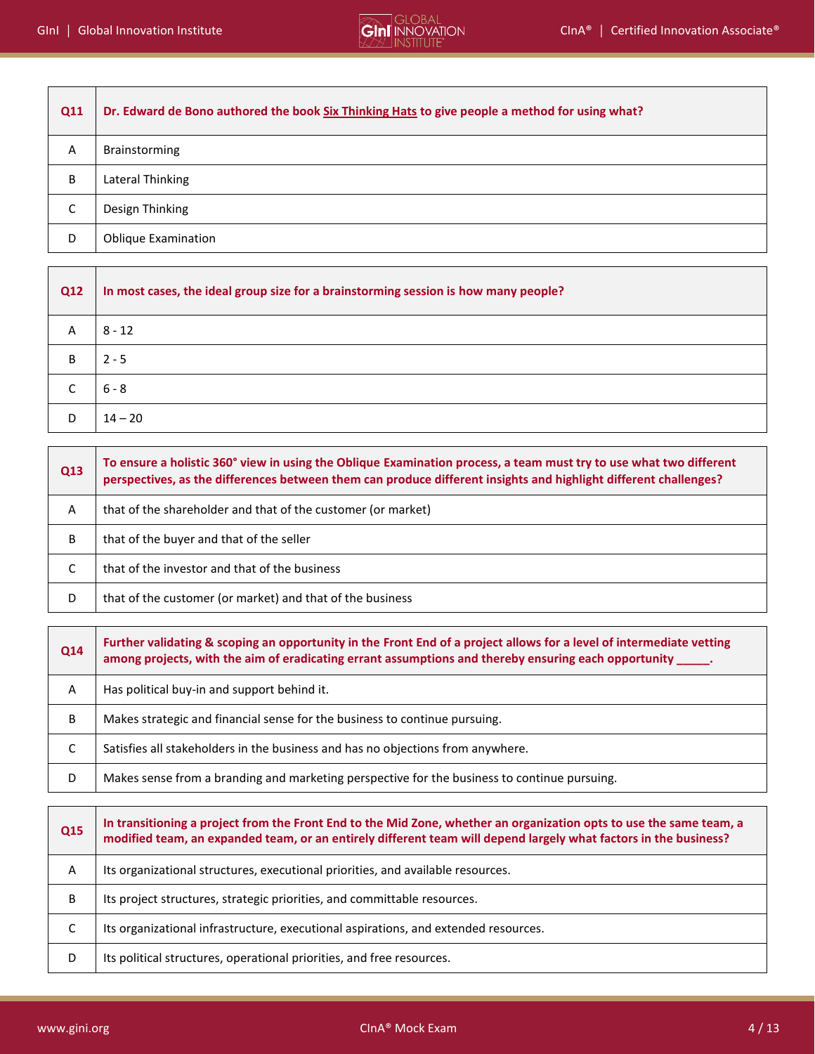| Q11 | Dr. Edward de Bono authored the book Six Thinking Hats to give people a method for using what? |
|---|---|
| A | Brainstorming |
| B | Lateral Thinking |
| C | Design Thinking |
| D | Oblique Examination |

| Q12 | In most cases, the ideal group size for a brainstorming session is how many people? |
|---|---|
| A | 8 - 12 |
| B | 2 - 5 |
| C | 6 - 8 |
| D | 14 – 20 |

| Q13 | To ensure a holistic 360° view in using the Oblique Examination process, a team must try to use what two different perspectives, as the differences between them can produce different insights and highlight different challenges? |
|---|---|
| A | that of the shareholder and that of the customer (or market) |
| B | that of the buyer and that of the seller |
| C | that of the investor and that of the business |
| D | that of the customer (or market) and that of the business |

| Q14 | Further validating & scoping an opportunity in the Front End of a project allows for a level of intermediate vetting among projects, with the aim of eradicating errant assumptions and thereby ensuring each opportunity _____. |
|---|---|
| A | Has political buy-in and support behind it. |
| B | Makes strategic and financial sense for the business to continue pursuing. |
| C | Satisfies all stakeholders in the business and has no objections from anywhere. |
| D | Makes sense from a branding and marketing perspective for the business to continue pursuing. |

| Q15 | In transitioning a project from the Front End to the Mid Zone, whether an organization opts to use the same team, a modified team, an expanded team, or an entirely different team will depend largely what factors in the business? |
|---|---|
| A | Its organizational structures, executional priorities, and available resources. |
| B | Its project structures, strategic priorities, and committable resources. |
| C | Its organizational infrastructure, executional aspirations, and extended resources. |
| D | Its political structures, operational priorities, and free resources. |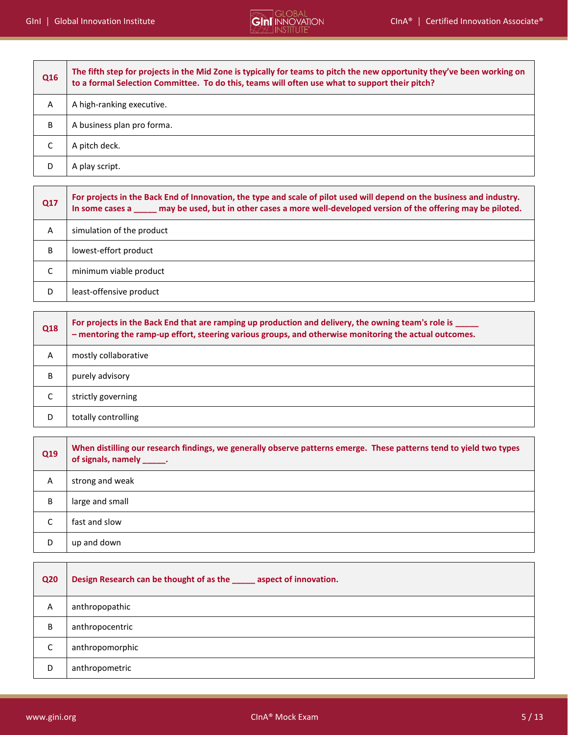| Q16 | The fifth step for projects in the Mid Zone is typically for teams to pitch the new opportunity they've been working on to a formal Selection Committee. To do this, teams will often use what to support their pitch? |
|---|---|
| A | A high-ranking executive. |
| B | A business plan pro forma. |
| C | A pitch deck. |
| D | A play script. |

| Q17 | For projects in the Back End of Innovation, the type and scale of pilot used will depend on the business and industry. In some cases a _____ may be used, but in other cases a more well-developed version of the offering may be piloted. |
|---|---|
| A | simulation of the product |
| B | lowest-effort product |
| C | minimum viable product |
| D | least-offensive product |

| Q18 | For projects in the Back End that are ramping up production and delivery, the owning team's role is _____ – mentoring the ramp-up effort, steering various groups, and otherwise monitoring the actual outcomes. |
|---|---|
| A | mostly collaborative |
| B | purely advisory |
| C | strictly governing |
| D | totally controlling |

| Q19 | When distilling our research findings, we generally observe patterns emerge. These patterns tend to yield two types of signals, namely _____. |
|---|---|
| A | strong and weak |
| B | large and small |
| C | fast and slow |
| D | up and down |

| Q20 | Design Research can be thought of as the _____ aspect of innovation. |
|---|---|
| A | anthropopathic |
| B | anthropocentric |
| C | anthropomorphic |
| D | anthropometric |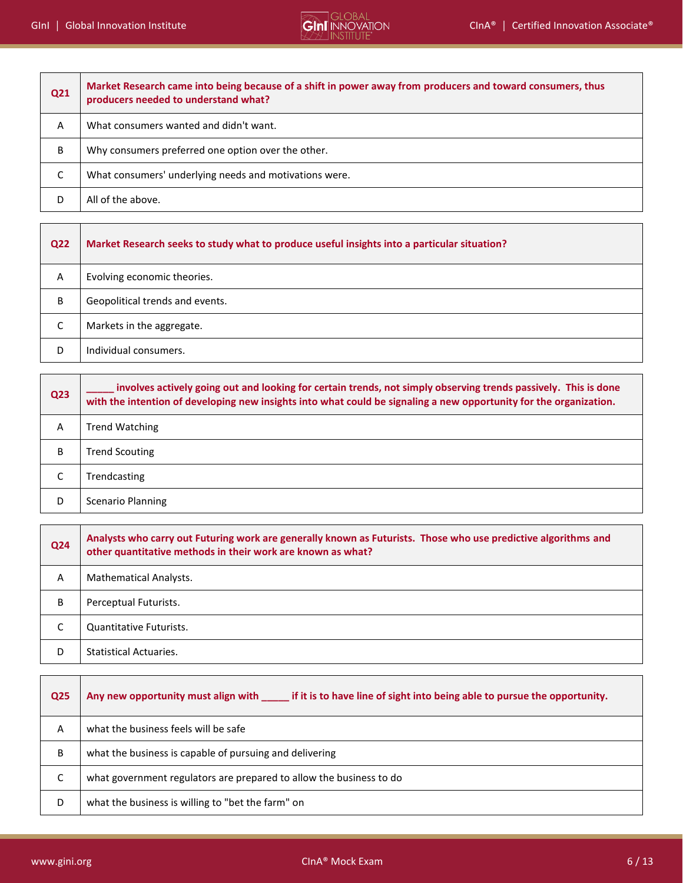| Q21 | Market Research came into being because of a shift in power away from producers and toward consumers, thus producers needed to understand what? |
| --- | --- |
| A | What consumers wanted and didn't want. |
| B | Why consumers preferred one option over the other. |
| C | What consumers' underlying needs and motivations were. |
| D | All of the above. |

| Q22 | Market Research seeks to study what to produce useful insights into a particular situation? |
| --- | --- |
| A | Evolving economic theories. |
| B | Geopolitical trends and events. |
| C | Markets in the aggregate. |
| D | Individual consumers. |

| Q23 | _____ involves actively going out and looking for certain trends, not simply observing trends passively. This is done with the intention of developing new insights into what could be signaling a new opportunity for the organization. |
| --- | --- |
| A | Trend Watching |
| B | Trend Scouting |
| C | Trendcasting |
| D | Scenario Planning |

| Q24 | Analysts who carry out Futuring work are generally known as Futurists. Those who use predictive algorithms and other quantitative methods in their work are known as what? |
| --- | --- |
| A | Mathematical Analysts. |
| B | Perceptual Futurists. |
| C | Quantitative Futurists. |
| D | Statistical Actuaries. |

| Q25 | Any new opportunity must align with _____ if it is to have line of sight into being able to pursue the opportunity. |
| --- | --- |
| A | what the business feels will be safe |
| B | what the business is capable of pursuing and delivering |
| C | what government regulators are prepared to allow the business to do |
| D | what the business is willing to "bet the farm" on |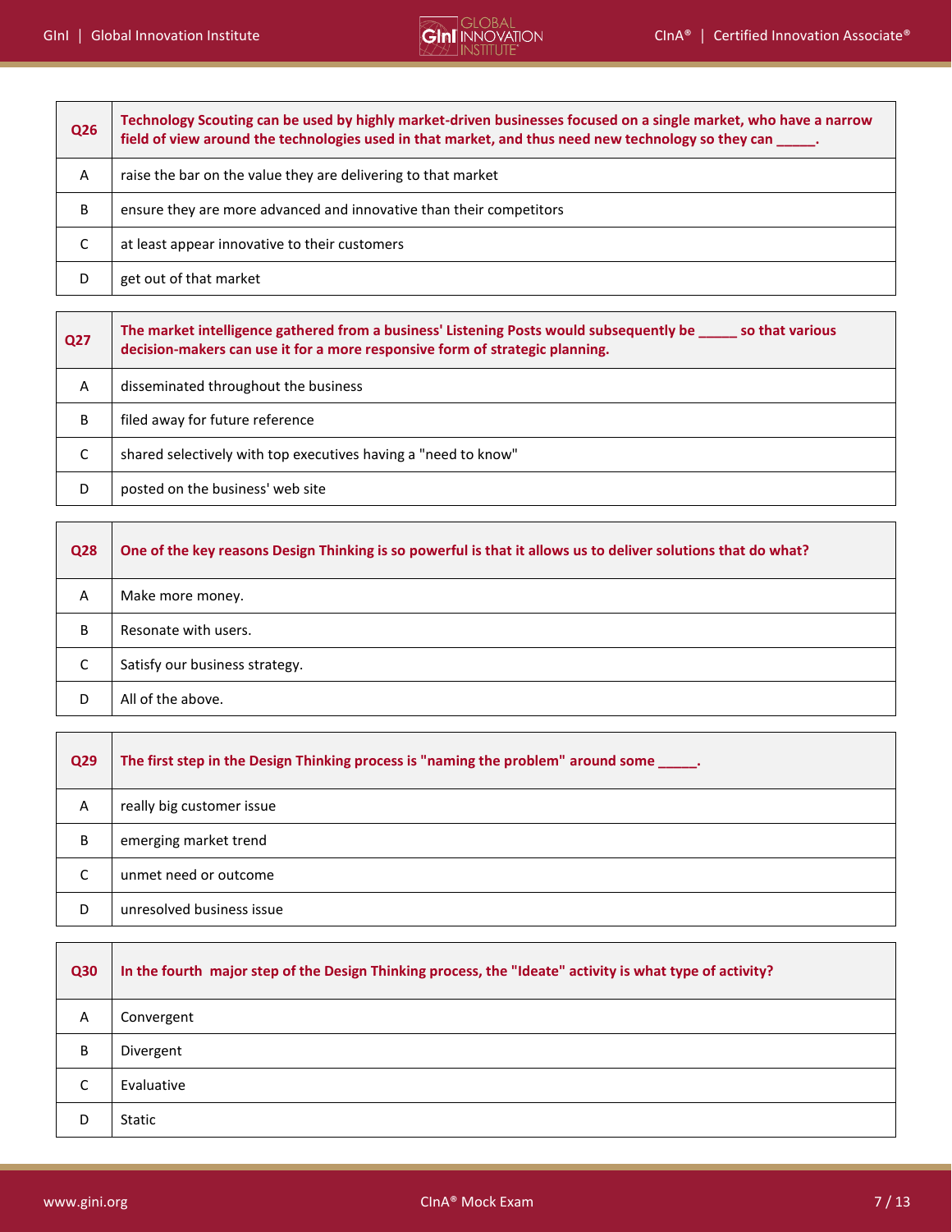| Q26 | Technology Scouting can be used by highly market-driven businesses focused on a single market, who have a narrow field of view around the technologies used in that market, and thus need new technology so they can _____. |
|---|---|
| A | raise the bar on the value they are delivering to that market |
| B | ensure they are more advanced and innovative than their competitors |
| C | at least appear innovative to their customers |
| D | get out of that market |

| Q27 | The market intelligence gathered from a business' Listening Posts would subsequently be _____ so that various decision-makers can use it for a more responsive form of strategic planning. |
|---|---|
| A | disseminated throughout the business |
| B | filed away for future reference |
| C | shared selectively with top executives having a "need to know" |
| D | posted on the business' web site |

| Q28 | One of the key reasons Design Thinking is so powerful is that it allows us to deliver solutions that do what? |
|---|---|
| A | Make more money. |
| B | Resonate with users. |
| C | Satisfy our business strategy. |
| D | All of the above. |

| Q29 | The first step in the Design Thinking process is "naming the problem" around some _____. |
|---|---|
| A | really big customer issue |
| B | emerging market trend |
| C | unmet need or outcome |
| D | unresolved business issue |

| Q30 | In the fourth major step of the Design Thinking process, the "Ideate" activity is what type of activity? |
|---|---|
| A | Convergent |
| B | Divergent |
| C | Evaluative |
| D | Static |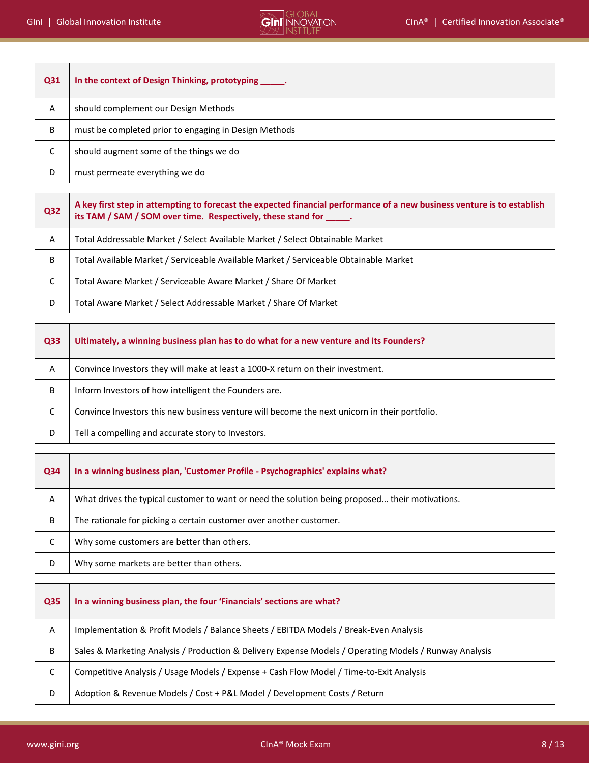| Q31 | In the context of Design Thinking, prototyping _____. |
|---|---|
| A | should complement our Design Methods |
| B | must be completed prior to engaging in Design Methods |
| C | should augment some of the things we do |
| D | must permeate everything we do |

| Q32 | A key first step in attempting to forecast the expected financial performance of a new business venture is to establish its TAM / SAM / SOM over time. Respectively, these stand for _____. |
|---|---|
| A | Total Addressable Market / Select Available Market / Select Obtainable Market |
| B | Total Available Market / Serviceable Available Market / Serviceable Obtainable Market |
| C | Total Aware Market / Serviceable Aware Market / Share Of Market |
| D | Total Aware Market / Select Addressable Market / Share Of Market |

| Q33 | Ultimately, a winning business plan has to do what for a new venture and its Founders? |
|---|---|
| A | Convince Investors they will make at least a 1000-X return on their investment. |
| B | Inform Investors of how intelligent the Founders are. |
| C | Convince Investors this new business venture will become the next unicorn in their portfolio. |
| D | Tell a compelling and accurate story to Investors. |

| Q34 | In a winning business plan, 'Customer Profile - Psychographics' explains what? |
|---|---|
| A | What drives the typical customer to want or need the solution being proposed… their motivations. |
| B | The rationale for picking a certain customer over another customer. |
| C | Why some customers are better than others. |
| D | Why some markets are better than others. |

| Q35 | In a winning business plan, the four 'Financials' sections are what? |
|---|---|
| A | Implementation & Profit Models / Balance Sheets / EBITDA Models / Break-Even Analysis |
| B | Sales & Marketing Analysis / Production & Delivery Expense Models / Operating Models / Runway Analysis |
| C | Competitive Analysis / Usage Models / Expense + Cash Flow Model / Time-to-Exit Analysis |
| D | Adoption & Revenue Models / Cost + P&L Model / Development Costs / Return |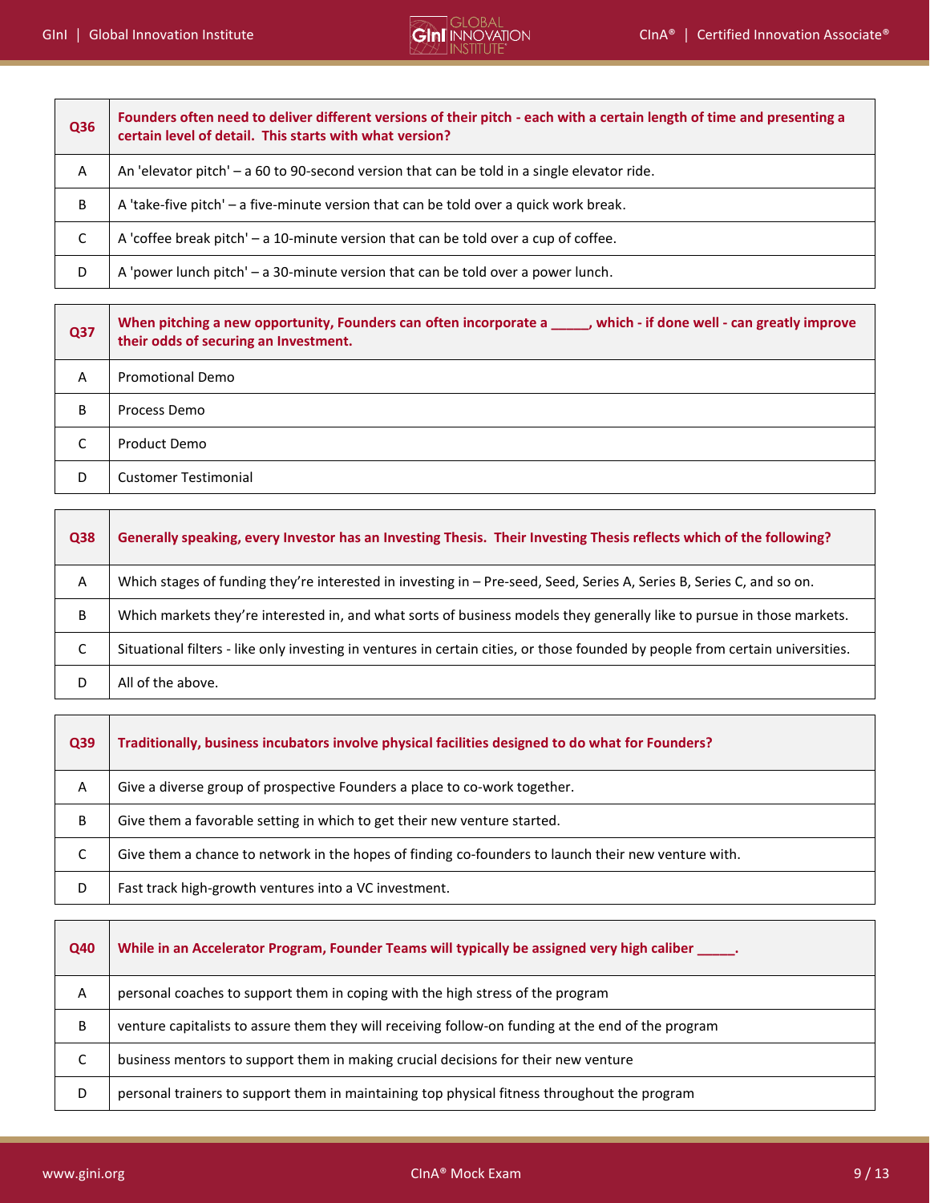| Q36 | Founders often need to deliver different versions of their pitch - each with a certain length of time and presenting a certain level of detail. This starts with what version? |
|---|---|
| A | An 'elevator pitch' – a 60 to 90-second version that can be told in a single elevator ride. |
| B | A 'take-five pitch' – a five-minute version that can be told over a quick work break. |
| C | A 'coffee break pitch' – a 10-minute version that can be told over a cup of coffee. |
| D | A 'power lunch pitch' – a 30-minute version that can be told over a power lunch. |

| Q37 | When pitching a new opportunity, Founders can often incorporate a _____, which - if done well - can greatly improve their odds of securing an Investment. |
|---|---|
| A | Promotional Demo |
| B | Process Demo |
| C | Product Demo |
| D | Customer Testimonial |

| Q38 | Generally speaking, every Investor has an Investing Thesis. Their Investing Thesis reflects which of the following? |
|---|---|
| A | Which stages of funding they're interested in investing in – Pre-seed, Seed, Series A, Series B, Series C, and so on. |
| B | Which markets they're interested in, and what sorts of business models they generally like to pursue in those markets. |
| C | Situational filters - like only investing in ventures in certain cities, or those founded by people from certain universities. |
| D | All of the above. |

| Q39 | Traditionally, business incubators involve physical facilities designed to do what for Founders? |
|---|---|
| A | Give a diverse group of prospective Founders a place to co-work together. |
| B | Give them a favorable setting in which to get their new venture started. |
| C | Give them a chance to network in the hopes of finding co-founders to launch their new venture with. |
| D | Fast track high-growth ventures into a VC investment. |

| Q40 | While in an Accelerator Program, Founder Teams will typically be assigned very high caliber _____. |
|---|---|
| A | personal coaches to support them in coping with the high stress of the program |
| B | venture capitalists to assure them they will receiving follow-on funding at the end of the program |
| C | business mentors to support them in making crucial decisions for their new venture |
| D | personal trainers to support them in maintaining top physical fitness throughout the program |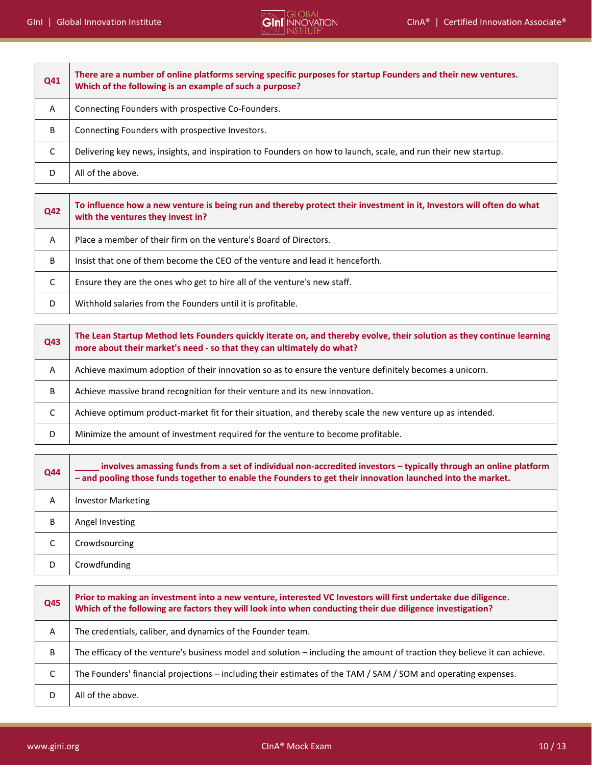| Q41 | There are a number of online platforms serving specific purposes for startup Founders and their new ventures. Which of the following is an example of such a purpose? |
|---|---|
| A | Connecting Founders with prospective Co-Founders. |
| B | Connecting Founders with prospective Investors. |
| C | Delivering key news, insights, and inspiration to Founders on how to launch, scale, and run their new startup. |
| D | All of the above. |

| Q42 | To influence how a new venture is being run and thereby protect their investment in it, Investors will often do what with the ventures they invest in? |
|---|---|
| A | Place a member of their firm on the venture's Board of Directors. |
| B | Insist that one of them become the CEO of the venture and lead it henceforth. |
| C | Ensure they are the ones who get to hire all of the venture's new staff. |
| D | Withhold salaries from the Founders until it is profitable. |

| Q43 | The Lean Startup Method lets Founders quickly iterate on, and thereby evolve, their solution as they continue learning more about their market's need - so that they can ultimately do what? |
|---|---|
| A | Achieve maximum adoption of their innovation so as to ensure the venture definitely becomes a unicorn. |
| B | Achieve massive brand recognition for their venture and its new innovation. |
| C | Achieve optimum product-market fit for their situation, and thereby scale the new venture up as intended. |
| D | Minimize the amount of investment required for the venture to become profitable. |

| Q44 | _____ involves amassing funds from a set of individual non-accredited investors – typically through an online platform – and pooling those funds together to enable the Founders to get their innovation launched into the market. |
|---|---|
| A | Investor Marketing |
| B | Angel Investing |
| C | Crowdsourcing |
| D | Crowdfunding |

| Q45 | Prior to making an investment into a new venture, interested VC Investors will first undertake due diligence. Which of the following are factors they will look into when conducting their due diligence investigation? |
|---|---|
| A | The credentials, caliber, and dynamics of the Founder team. |
| B | The efficacy of the venture's business model and solution – including the amount of traction they believe it can achieve. |
| C | The Founders' financial projections – including their estimates of the TAM / SAM / SOM and operating expenses. |
| D | All of the above. |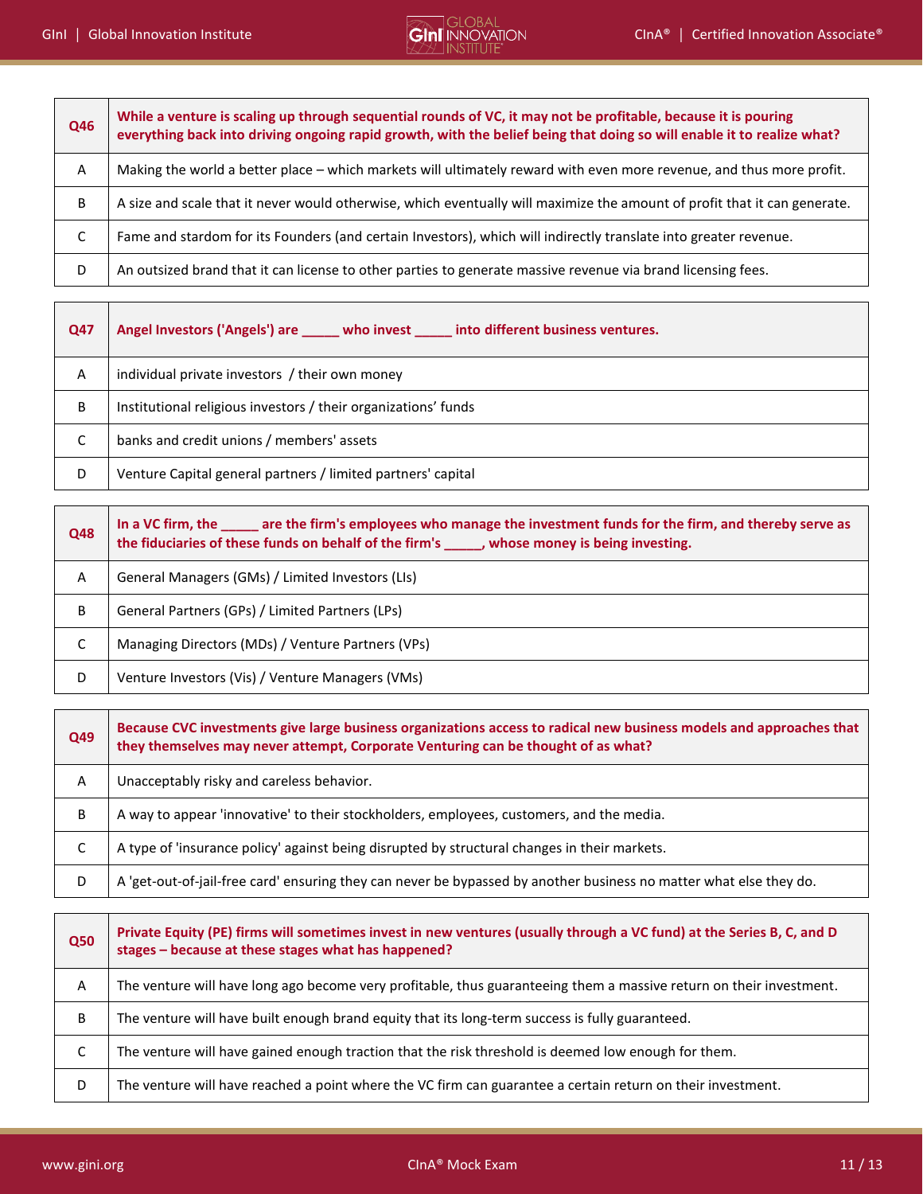| Q46 | While a venture is scaling up through sequential rounds of VC, it may not be profitable, because it is pouring everything back into driving ongoing rapid growth, with the belief being that doing so will enable it to realize what? |
|---|---|
| A | Making the world a better place – which markets will ultimately reward with even more revenue, and thus more profit. |
| B | A size and scale that it never would otherwise, which eventually will maximize the amount of profit that it can generate. |
| C | Fame and stardom for its Founders (and certain Investors), which will indirectly translate into greater revenue. |
| D | An outsized brand that it can license to other parties to generate massive revenue via brand licensing fees. |

| Q47 | Angel Investors ('Angels') are _____ who invest _____ into different business ventures. |
|---|---|
| A | individual private investors / their own money |
| B | Institutional religious investors / their organizations' funds |
| C | banks and credit unions / members' assets |
| D | Venture Capital general partners / limited partners' capital |

| Q48 | In a VC firm, the _____ are the firm's employees who manage the investment funds for the firm, and thereby serve as the fiduciaries of these funds on behalf of the firm's _____, whose money is being investing. |
|---|---|
| A | General Managers (GMs) / Limited Investors (LIs) |
| B | General Partners (GPs) / Limited Partners (LPs) |
| C | Managing Directors (MDs) / Venture Partners (VPs) |
| D | Venture Investors (Vis) / Venture Managers (VMs) |

| Q49 | Because CVC investments give large business organizations access to radical new business models and approaches that they themselves may never attempt, Corporate Venturing can be thought of as what? |
|---|---|
| A | Unacceptably risky and careless behavior. |
| B | A way to appear 'innovative' to their stockholders, employees, customers, and the media. |
| C | A type of 'insurance policy' against being disrupted by structural changes in their markets. |
| D | A 'get-out-of-jail-free card' ensuring they can never be bypassed by another business no matter what else they do. |

| Q50 | Private Equity (PE) firms will sometimes invest in new ventures (usually through a VC fund) at the Series B, C, and D stages – because at these stages what has happened? |
|---|---|
| A | The venture will have long ago become very profitable, thus guaranteeing them a massive return on their investment. |
| B | The venture will have built enough brand equity that its long-term success is fully guaranteed. |
| C | The venture will have gained enough traction that the risk threshold is deemed low enough for them. |
| D | The venture will have reached a point where the VC firm can guarantee a certain return on their investment. |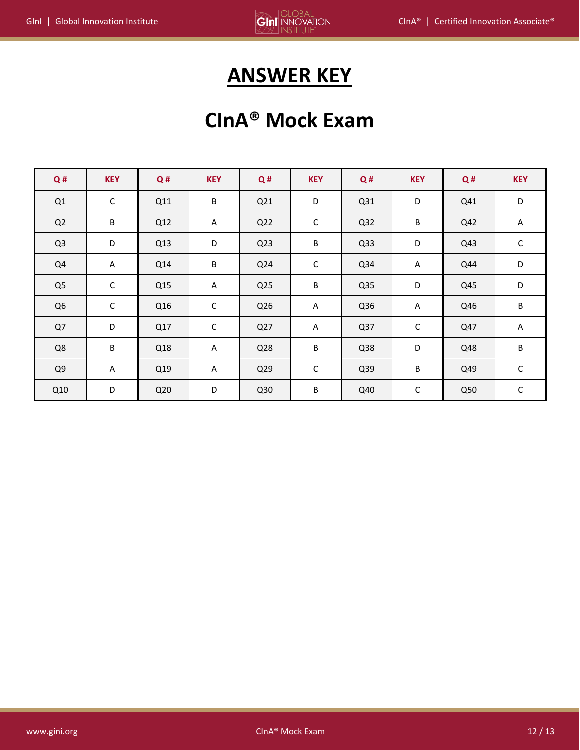# ANSWER KEY

## CInA® Mock Exam

| Q # | KEY | Q # | KEY | Q # | KEY | Q # | KEY | Q # | KEY |
|---|---|---|---|---|---|---|---|---|---|
| Q1 | C | Q11 | B | Q21 | D | Q31 | D | Q41 | D |
| Q2 | B | Q12 | A | Q22 | C | Q32 | B | Q42 | A |
| Q3 | D | Q13 | D | Q23 | B | Q33 | D | Q43 | C |
| Q4 | A | Q14 | B | Q24 | C | Q34 | A | Q44 | D |
| Q5 | C | Q15 | A | Q25 | B | Q35 | D | Q45 | D |
| Q6 | C | Q16 | C | Q26 | A | Q36 | A | Q46 | B |
| Q7 | D | Q17 | C | Q27 | A | Q37 | C | Q47 | A |
| Q8 | B | Q18 | A | Q28 | B | Q38 | D | Q48 | B |
| Q9 | A | Q19 | A | Q29 | C | Q39 | B | Q49 | C |
| Q10 | D | Q20 | D | Q30 | B | Q40 | C | Q50 | C |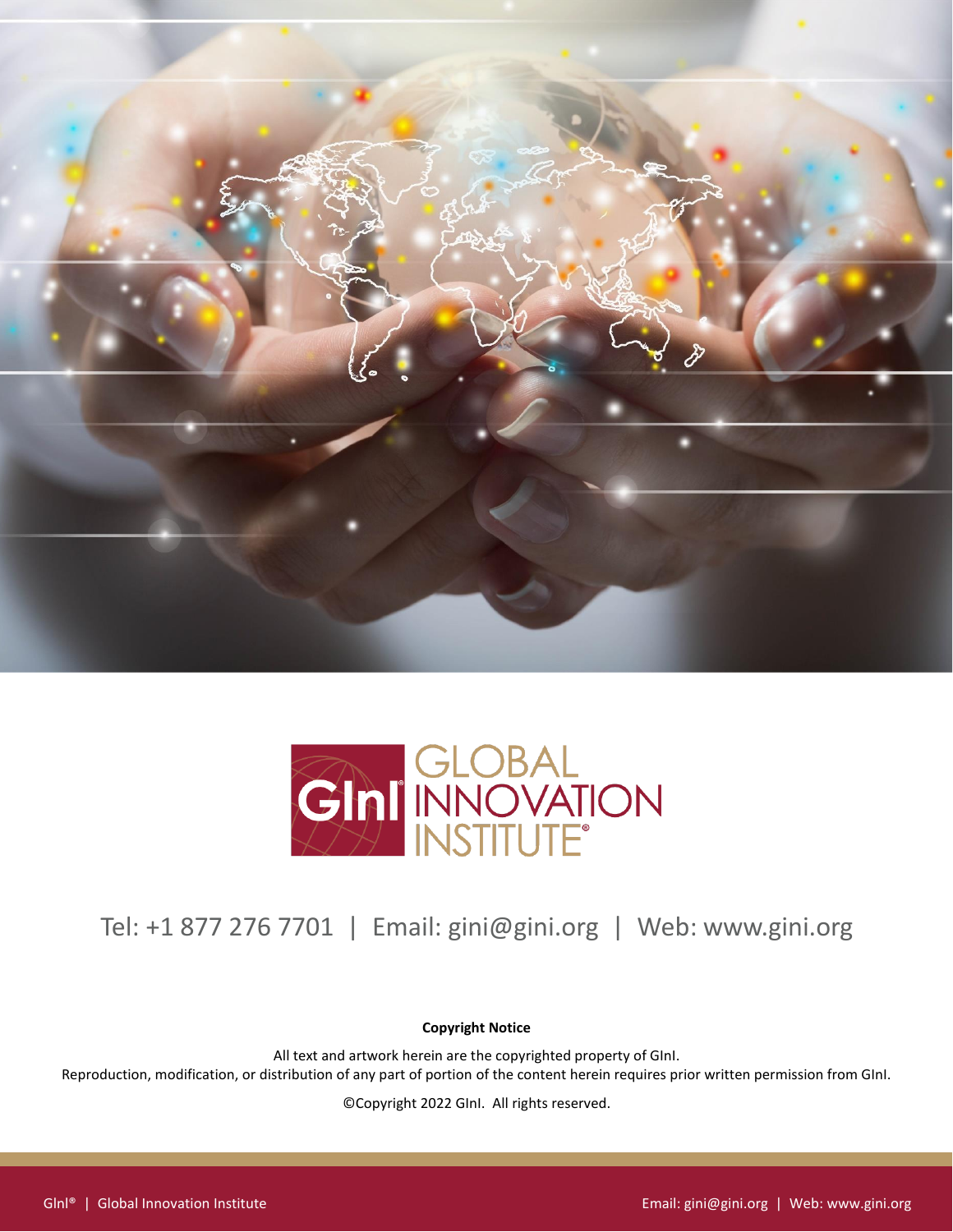GLOBAL INNOVATION INSTITUTE

Tel: +1 877 276 7701 | Email: gini@gini.org | Web: www.gini.org

**Copyright Notice**

All text and artwork herein are the copyrighted property of GInI.
Reproduction, modification, or distribution of any part of portion of the content herein requires prior written permission from GInI.

©Copyright 2022 GInI. All rights reserved.